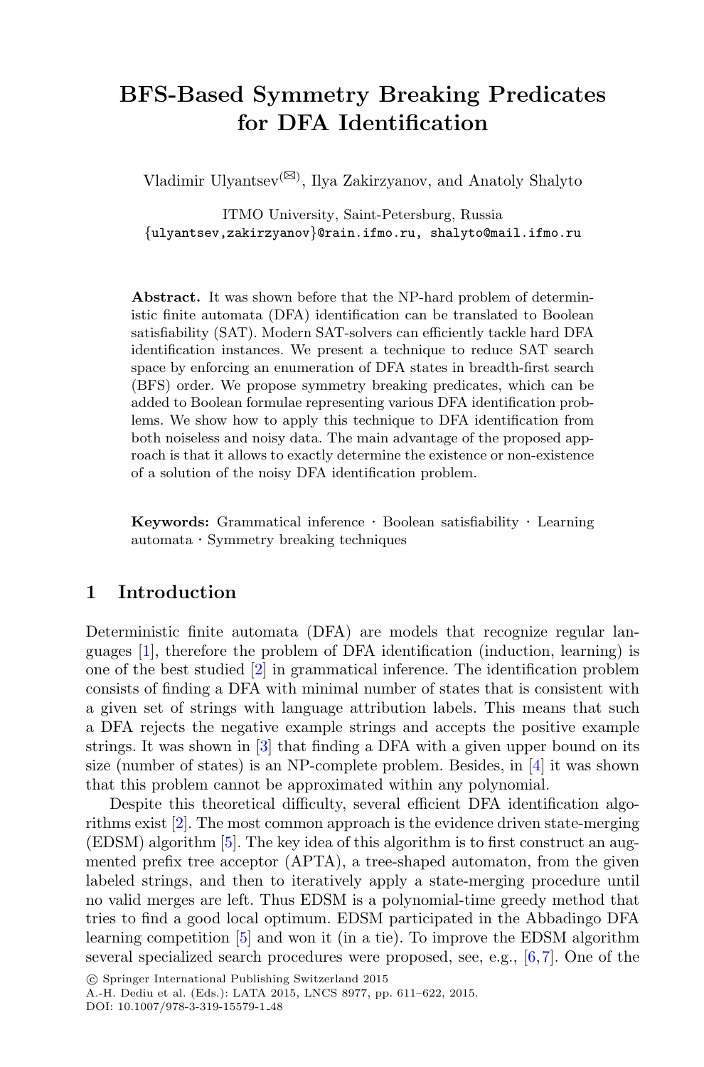# BFS-Based Symmetry Breaking Predicates for DFA Identification

Vladimir Ulyantsev(✉), Ilya Zakirzyanov, and Anatoly Shalyto

ITMO University, Saint-Petersburg, Russia
{ulyantsev,zakirzyanov}@rain.ifmo.ru, shalyto@mail.ifmo.ru

**Abstract.** It was shown before that the NP-hard problem of deterministic finite automata (DFA) identification can be translated to Boolean satisfiability (SAT). Modern SAT-solvers can efficiently tackle hard DFA identification instances. We present a technique to reduce SAT search space by enforcing an enumeration of DFA states in breadth-first search (BFS) order. We propose symmetry breaking predicates, which can be added to Boolean formulae representing various DFA identification problems. We show how to apply this technique to DFA identification from both noiseless and noisy data. The main advantage of the proposed approach is that it allows to exactly determine the existence or non-existence of a solution of the noisy DFA identification problem.

**Keywords:** Grammatical inference · Boolean satisfiability · Learning automata · Symmetry breaking techniques

## 1 Introduction

Deterministic finite automata (DFA) are models that recognize regular languages [1], therefore the problem of DFA identification (induction, learning) is one of the best studied [2] in grammatical inference. The identification problem consists of finding a DFA with minimal number of states that is consistent with a given set of strings with language attribution labels. This means that such a DFA rejects the negative example strings and accepts the positive example strings. It was shown in [3] that finding a DFA with a given upper bound on its size (number of states) is an NP-complete problem. Besides, in [4] it was shown that this problem cannot be approximated within any polynomial.

Despite this theoretical difficulty, several efficient DFA identification algorithms exist [2]. The most common approach is the evidence driven state-merging (EDSM) algorithm [5]. The key idea of this algorithm is to first construct an augmented prefix tree acceptor (APTA), a tree-shaped automaton, from the given labeled strings, and then to iteratively apply a state-merging procedure until no valid merges are left. Thus EDSM is a polynomial-time greedy method that tries to find a good local optimum. EDSM participated in the Abbadingo DFA learning competition [5] and won it (in a tie). To improve the EDSM algorithm several specialized search procedures were proposed, see, e.g., [6,7]. One of the

© Springer International Publishing Switzerland 2015
A.-H. Dediu et al. (Eds.): LATA 2015, LNCS 8977, pp. 611–622, 2015.
DOI: 10.1007/978-3-319-15579-1_48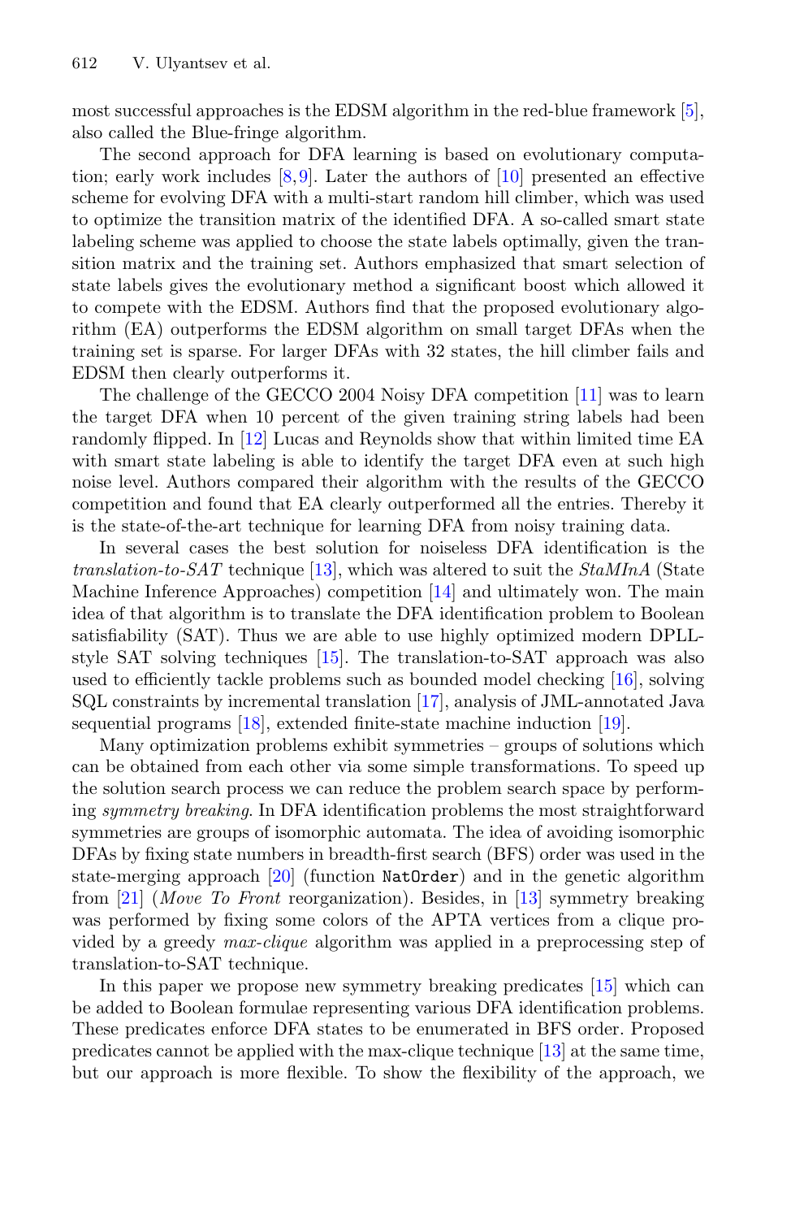most successful approaches is the EDSM algorithm in the red-blue framework [5], also called the Blue-fringe algorithm.

The second approach for DFA learning is based on evolutionary computation; early work includes [8,9]. Later the authors of [10] presented an effective scheme for evolving DFA with a multi-start random hill climber, which was used to optimize the transition matrix of the identified DFA. A so-called smart state labeling scheme was applied to choose the state labels optimally, given the transition matrix and the training set. Authors emphasized that smart selection of state labels gives the evolutionary method a significant boost which allowed it to compete with the EDSM. Authors find that the proposed evolutionary algorithm (EA) outperforms the EDSM algorithm on small target DFAs when the training set is sparse. For larger DFAs with 32 states, the hill climber fails and EDSM then clearly outperforms it.

The challenge of the GECCO 2004 Noisy DFA competition [11] was to learn the target DFA when 10 percent of the given training string labels had been randomly flipped. In [12] Lucas and Reynolds show that within limited time EA with smart state labeling is able to identify the target DFA even at such high noise level. Authors compared their algorithm with the results of the GECCO competition and found that EA clearly outperformed all the entries. Thereby it is the state-of-the-art technique for learning DFA from noisy training data.

In several cases the best solution for noiseless DFA identification is the *translation-to-SAT* technique [13], which was altered to suit the *StaMInA* (State Machine Inference Approaches) competition [14] and ultimately won. The main idea of that algorithm is to translate the DFA identification problem to Boolean satisfiability (SAT). Thus we are able to use highly optimized modern DPLL-style SAT solving techniques [15]. The translation-to-SAT approach was also used to efficiently tackle problems such as bounded model checking [16], solving SQL constraints by incremental translation [17], analysis of JML-annotated Java sequential programs [18], extended finite-state machine induction [19].

Many optimization problems exhibit symmetries – groups of solutions which can be obtained from each other via some simple transformations. To speed up the solution search process we can reduce the problem search space by performing *symmetry breaking*. In DFA identification problems the most straightforward symmetries are groups of isomorphic automata. The idea of avoiding isomorphic DFAs by fixing state numbers in breadth-first search (BFS) order was used in the state-merging approach [20] (function `NatOrder`) and in the genetic algorithm from [21] (*Move To Front* reorganization). Besides, in [13] symmetry breaking was performed by fixing some colors of the APTA vertices from a clique provided by a greedy *max-clique* algorithm was applied in a preprocessing step of translation-to-SAT technique.

In this paper we propose new symmetry breaking predicates [15] which can be added to Boolean formulae representing various DFA identification problems. These predicates enforce DFA states to be enumerated in BFS order. Proposed predicates cannot be applied with the max-clique technique [13] at the same time, but our approach is more flexible. To show the flexibility of the approach, we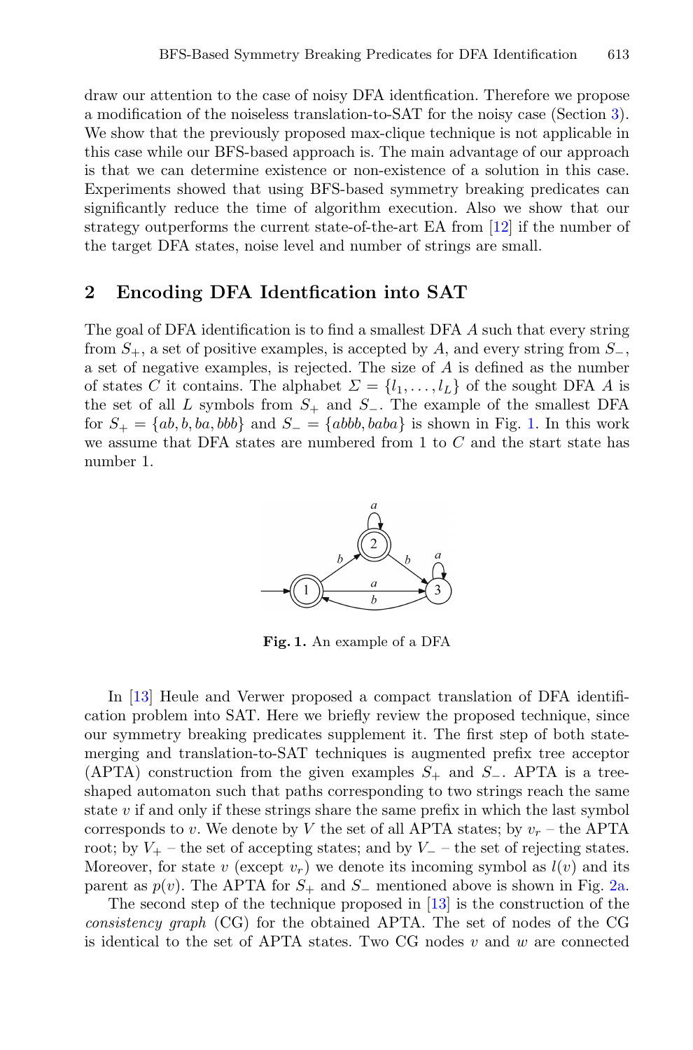draw our attention to the case of noisy DFA identfication. Therefore we propose a modification of the noiseless translation-to-SAT for the noisy case (Section 3). We show that the previously proposed max-clique technique is not applicable in this case while our BFS-based approach is. The main advantage of our approach is that we can determine existence or non-existence of a solution in this case. Experiments showed that using BFS-based symmetry breaking predicates can significantly reduce the time of algorithm execution. Also we show that our strategy outperforms the current state-of-the-art EA from [12] if the number of the target DFA states, noise level and number of strings are small.

## 2 Encoding DFA Identfication into SAT

The goal of DFA identification is to find a smallest DFA $A$ such that every string from $S_+$, a set of positive examples, is accepted by $A$, and every string from $S_-$, a set of negative examples, is rejected. The size of $A$ is defined as the number of states $C$ it contains. The alphabet $\Sigma = \{l_1, \ldots, l_L\}$ of the sought DFA $A$ is the set of all $L$ symbols from $S_+$ and $S_-$. The example of the smallest DFA for $S_+ = \{ab, b, ba, bbb\}$ and $S_- = \{abbb, baba\}$ is shown in Fig. 1. In this work we assume that DFA states are numbered from 1 to $C$ and the start state has number 1.

**Fig. 1.** An example of a DFA

In [13] Heule and Verwer proposed a compact translation of DFA identification problem into SAT. Here we briefly review the proposed technique, since our symmetry breaking predicates supplement it. The first step of both state-merging and translation-to-SAT techniques is augmented prefix tree acceptor (APTA) construction from the given examples $S_+$ and $S_-$. APTA is a tree-shaped automaton such that paths corresponding to two strings reach the same state $v$ if and only if these strings share the same prefix in which the last symbol corresponds to $v$. We denote by $V$ the set of all APTA states; by $v_r$ – the APTA root; by $V_+$ – the set of accepting states; and by $V_-$ – the set of rejecting states. Moreover, for state $v$ (except $v_r$) we denote its incoming symbol as $l(v)$ and its parent as $p(v)$. The APTA for $S_+$ and $S_-$ mentioned above is shown in Fig. 2a.

The second step of the technique proposed in [13] is the construction of the *consistency graph* (CG) for the obtained APTA. The set of nodes of the CG is identical to the set of APTA states. Two CG nodes $v$ and $w$ are connected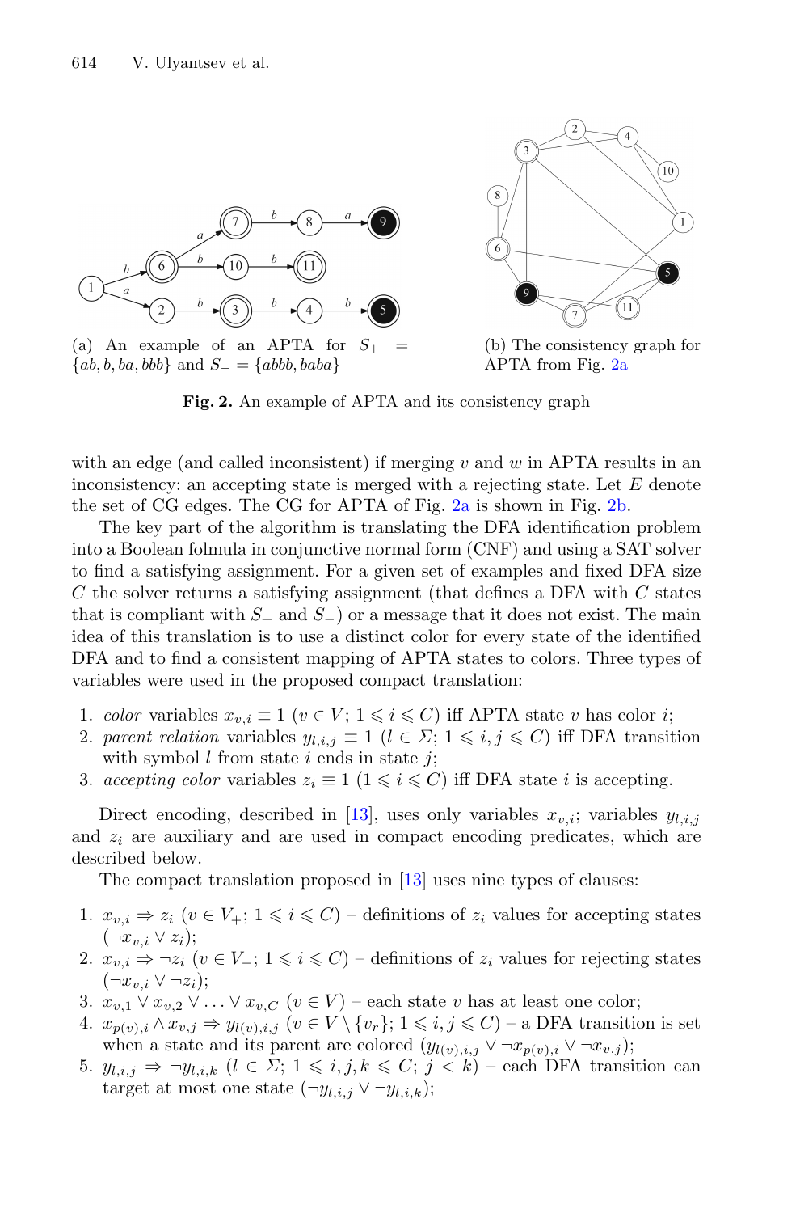(a) An example of an APTA for $S_+ = \{ab, b, ba, bbb\}$ and $S_- = \{abbb, baba\}$

(b) The consistency graph for APTA from Fig. 2a

**Fig. 2.** An example of APTA and its consistency graph

with an edge (and called inconsistent) if merging $v$ and $w$ in APTA results in an inconsistency: an accepting state is merged with a rejecting state. Let $E$ denote the set of CG edges. The CG for APTA of Fig. 2a is shown in Fig. 2b.

The key part of the algorithm is translating the DFA identification problem into a Boolean folmula in conjunctive normal form (CNF) and using a SAT solver to find a satisfying assignment. For a given set of examples and fixed DFA size $C$ the solver returns a satisfying assignment (that defines a DFA with $C$ states that is compliant with $S_+$ and $S_-$) or a message that it does not exist. The main idea of this translation is to use a distinct color for every state of the identified DFA and to find a consistent mapping of APTA states to colors. Three types of variables were used in the proposed compact translation:

1. *color* variables $x_{v,i} \equiv 1$ ($v \in V$; $1 \leqslant i \leqslant C$) iff APTA state $v$ has color $i$;
2. *parent relation* variables $y_{l,i,j} \equiv 1$ ($l \in \Sigma$; $1 \leqslant i, j \leqslant C$) iff DFA transition with symbol $l$ from state $i$ ends in state $j$;
3. *accepting color* variables $z_i \equiv 1$ ($1 \leqslant i \leqslant C$) iff DFA state $i$ is accepting.

Direct encoding, described in [13], uses only variables $x_{v,i}$; variables $y_{l,i,j}$ and $z_i$ are auxiliary and are used in compact encoding predicates, which are described below.

The compact translation proposed in [13] uses nine types of clauses:

1. $x_{v,i} \Rightarrow z_i$ ($v \in V_+$; $1 \leqslant i \leqslant C$) – definitions of $z_i$ values for accepting states ($\neg x_{v,i} \vee z_i$);
2. $x_{v,i} \Rightarrow \neg z_i$ ($v \in V_-$; $1 \leqslant i \leqslant C$) – definitions of $z_i$ values for rejecting states ($\neg x_{v,i} \vee \neg z_i$);
3. $x_{v,1} \vee x_{v,2} \vee \ldots \vee x_{v,C}$ ($v \in V$) – each state $v$ has at least one color;
4. $x_{p(v),i} \wedge x_{v,j} \Rightarrow y_{l(v),i,j}$ ($v \in V \setminus \{v_r\}$; $1 \leqslant i, j \leqslant C$) – a DFA transition is set when a state and its parent are colored ($y_{l(v),i,j} \vee \neg x_{p(v),i} \vee \neg x_{v,j}$);
5. $y_{l,i,j} \Rightarrow \neg y_{l,i,k}$ ($l \in \Sigma$; $1 \leqslant i, j, k \leqslant C$; $j < k$) – each DFA transition can target at most one state ($\neg y_{l,i,j} \vee \neg y_{l,i,k}$);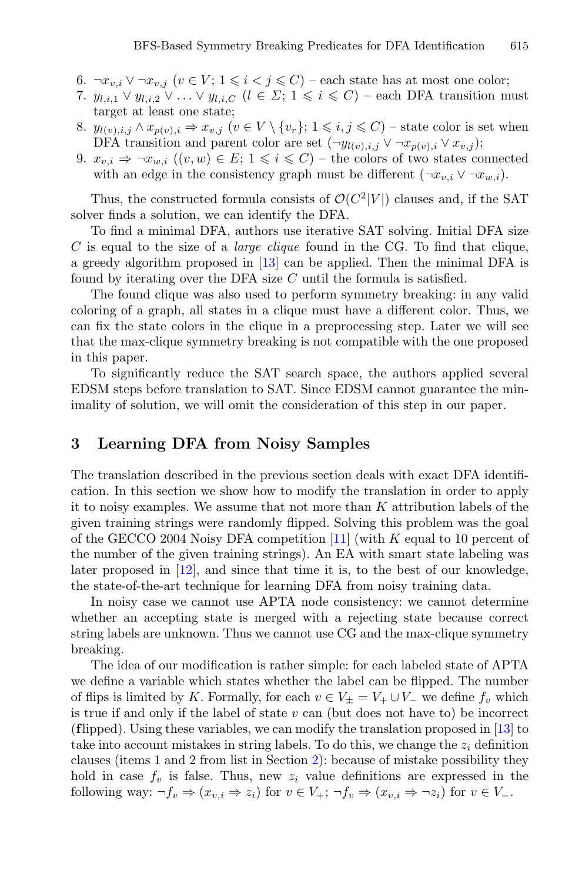6. $\neg x_{v,i} \vee \neg x_{v,j}$ ($v \in V$; $1 \leqslant i < j \leqslant C$) – each state has at most one color;
7. $y_{l,i,1} \vee y_{l,i,2} \vee \ldots \vee y_{l,i,C}$ ($l \in \Sigma$; $1 \leqslant i \leqslant C$) – each DFA transition must target at least one state;
8. $y_{l(v),i,j} \wedge x_{p(v),i} \Rightarrow x_{v,j}$ ($v \in V \setminus \{v_r\}$; $1 \leqslant i, j \leqslant C$) – state color is set when DFA transition and parent color are set ($\neg y_{l(v),i,j} \vee \neg x_{p(v),i} \vee x_{v,j}$);
9. $x_{v,i} \Rightarrow \neg x_{w,i}$ ($(v, w) \in E$; $1 \leqslant i \leqslant C$) – the colors of two states connected with an edge in the consistency graph must be different ($\neg x_{v,i} \vee \neg x_{w,i}$).

Thus, the constructed formula consists of $\mathcal{O}(C^2|V|)$ clauses and, if the SAT solver finds a solution, we can identify the DFA.

To find a minimal DFA, authors use iterative SAT solving. Initial DFA size $C$ is equal to the size of a *large clique* found in the CG. To find that clique, a greedy algorithm proposed in [13] can be applied. Then the minimal DFA is found by iterating over the DFA size $C$ until the formula is satisfied.

The found clique was also used to perform symmetry breaking: in any valid coloring of a graph, all states in a clique must have a different color. Thus, we can fix the state colors in the clique in a preprocessing step. Later we will see that the max-clique symmetry breaking is not compatible with the one proposed in this paper.

To significantly reduce the SAT search space, the authors applied several EDSM steps before translation to SAT. Since EDSM cannot guarantee the minimality of solution, we will omit the consideration of this step in our paper.

## 3 Learning DFA from Noisy Samples

The translation described in the previous section deals with exact DFA identification. In this section we show how to modify the translation in order to apply it to noisy examples. We assume that not more than $K$ attribution labels of the given training strings were randomly flipped. Solving this problem was the goal of the GECCO 2004 Noisy DFA competition [11] (with $K$ equal to 10 percent of the number of the given training strings). An EA with smart state labeling was later proposed in [12], and since that time it is, to the best of our knowledge, the state-of-the-art technique for learning DFA from noisy training data.

In noisy case we cannot use APTA node consistency: we cannot determine whether an accepting state is merged with a rejecting state because correct string labels are unknown. Thus we cannot use CG and the max-clique symmetry breaking.

The idea of our modification is rather simple: for each labeled state of APTA we define a variable which states whether the label can be flipped. The number of flips is limited by $K$. Formally, for each $v \in V_{\pm} = V_+ \cup V_-$ we define $f_v$ which is true if and only if the label of state $v$ can (but does not have to) be incorrect (**f**lipped). Using these variables, we can modify the translation proposed in [13] to take into account mistakes in string labels. To do this, we change the $z_i$ definition clauses (items 1 and 2 from list in Section 2): because of mistake possibility they hold in case $f_v$ is false. Thus, new $z_i$ value definitions are expressed in the following way: $\neg f_v \Rightarrow (x_{v,i} \Rightarrow z_i)$ for $v \in V_+$; $\neg f_v \Rightarrow (x_{v,i} \Rightarrow \neg z_i)$ for $v \in V_-$.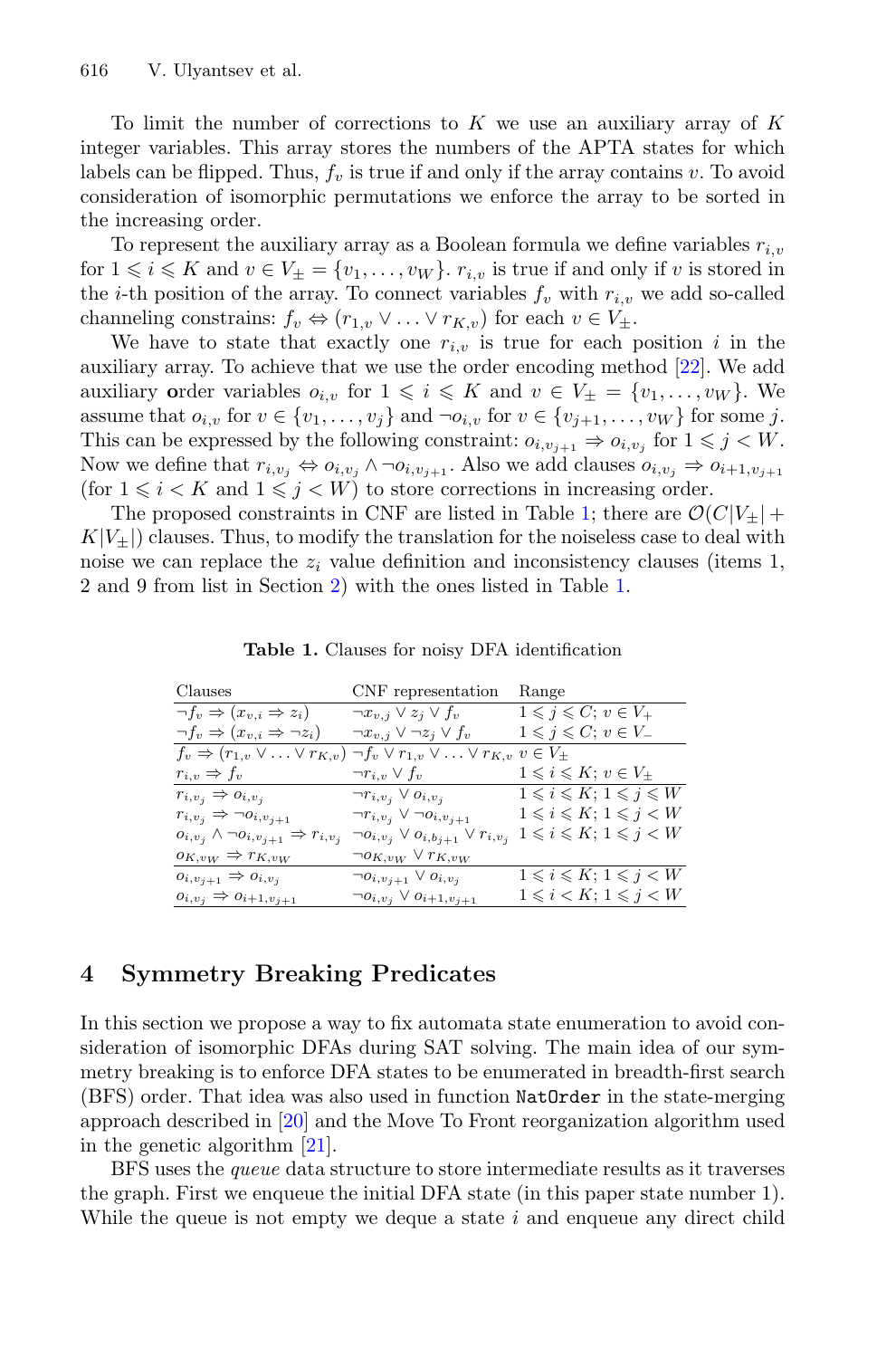To limit the number of corrections to $K$ we use an auxiliary array of $K$ integer variables. This array stores the numbers of the APTA states for which labels can be flipped. Thus, $f_v$ is true if and only if the array contains $v$. To avoid consideration of isomorphic permutations we enforce the array to be sorted in the increasing order.

To represent the auxiliary array as a Boolean formula we define variables $r_{i,v}$ for $1 \leqslant i \leqslant K$ and $v \in V_\pm = \{v_1, \ldots, v_W\}$. $r_{i,v}$ is true if and only if $v$ is stored in the $i$-th position of the array. To connect variables $f_v$ with $r_{i,v}$ we add so-called channeling constrains: $f_v \Leftrightarrow (r_{1,v} \vee \ldots \vee r_{K,v})$ for each $v \in V_\pm$.

We have to state that exactly one $r_{i,v}$ is true for each position $i$ in the auxiliary array. To achieve that we use the order encoding method [22]. We add auxiliary **o**rder variables $o_{i,v}$ for $1 \leqslant i \leqslant K$ and $v \in V_\pm = \{v_1, \ldots, v_W\}$. We assume that $o_{i,v}$ for $v \in \{v_1, \ldots, v_j\}$ and $\neg o_{i,v}$ for $v \in \{v_{j+1}, \ldots, v_W\}$ for some $j$. This can be expressed by the following constraint: $o_{i,v_{j+1}} \Rightarrow o_{i,v_j}$ for $1 \leqslant j < W$. Now we define that $r_{i,v_j} \Leftrightarrow o_{i,v_j} \wedge \neg o_{i,v_{j+1}}$. Also we add clauses $o_{i,v_j} \Rightarrow o_{i+1,v_{j+1}}$ (for $1 \leqslant i < K$ and $1 \leqslant j < W$) to store corrections in increasing order.

The proposed constraints in CNF are listed in Table 1; there are $\mathcal{O}(C|V_\pm| + K|V_\pm|)$ clauses. Thus, to modify the translation for the noiseless case to deal with noise we can replace the $z_i$ value definition and inconsistency clauses (items 1, 2 and 9 from list in Section 2) with the ones listed in Table 1.

**Table 1.** Clauses for noisy DFA identification

| Clauses | CNF representation | Range |
|---|---|---|
| $\neg f_v \Rightarrow (x_{v,i} \Rightarrow z_i)$ | $\neg x_{v,j} \vee z_j \vee f_v$ | $1 \leqslant j \leqslant C;\ v \in V_+$ |
| $\neg f_v \Rightarrow (x_{v,i} \Rightarrow \neg z_i)$ | $\neg x_{v,j} \vee \neg z_j \vee f_v$ | $1 \leqslant j \leqslant C;\ v \in V_-$ |
| $f_v \Rightarrow (r_{1,v} \vee \ldots \vee r_{K,v})$ | $\neg f_v \vee r_{1,v} \vee \ldots \vee r_{K,v}$ | $v \in V_\pm$ |
| $r_{i,v} \Rightarrow f_v$ | $\neg r_{i,v} \vee f_v$ | $1 \leqslant i \leqslant K;\ v \in V_\pm$ |
| $r_{i,v_j} \Rightarrow o_{i,v_j}$ | $\neg r_{i,v_j} \vee o_{i,v_j}$ | $1 \leqslant i \leqslant K;\ 1 \leqslant j \leqslant W$ |
| $r_{i,v_j} \Rightarrow \neg o_{i,v_{j+1}}$ | $\neg r_{i,v_j} \vee \neg o_{i,v_{j+1}}$ | $1 \leqslant i \leqslant K;\ 1 \leqslant j < W$ |
| $o_{i,v_j} \wedge \neg o_{i,v_{j+1}} \Rightarrow r_{i,v_j}$ | $\neg o_{i,v_j} \vee o_{i,b_{j+1}} \vee r_{i,v_j}$ | $1 \leqslant i \leqslant K;\ 1 \leqslant j < W$ |
| $o_{K,v_W} \Rightarrow r_{K,v_W}$ | $\neg o_{K,v_W} \vee r_{K,v_W}$ | |
| $o_{i,v_{j+1}} \Rightarrow o_{i,v_j}$ | $\neg o_{i,v_{j+1}} \vee o_{i,v_j}$ | $1 \leqslant i \leqslant K;\ 1 \leqslant j < W$ |
| $o_{i,v_j} \Rightarrow o_{i+1,v_{j+1}}$ | $\neg o_{i,v_j} \vee o_{i+1,v_{j+1}}$ | $1 \leqslant i < K;\ 1 \leqslant j < W$ |

## 4 Symmetry Breaking Predicates

In this section we propose a way to fix automata state enumeration to avoid consideration of isomorphic DFAs during SAT solving. The main idea of our symmetry breaking is to enforce DFA states to be enumerated in breadth-first search (BFS) order. That idea was also used in function `NatOrder` in the state-merging approach described in [20] and the Move To Front reorganization algorithm used in the genetic algorithm [21].

BFS uses the *queue* data structure to store intermediate results as it traverses the graph. First we enqueue the initial DFA state (in this paper state number 1). While the queue is not empty we deque a state $i$ and enqueue any direct child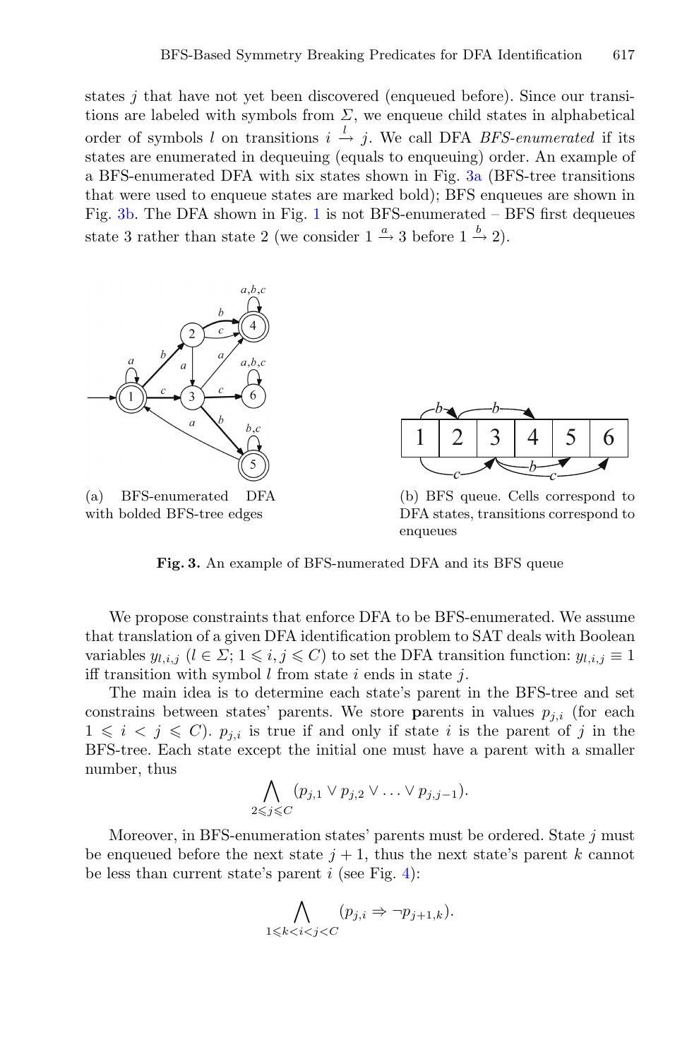states $j$ that have not yet been discovered (enqueued before). Since our transitions are labeled with symbols from $\Sigma$, we enqueue child states in alphabetical order of symbols $l$ on transitions $i \xrightarrow{l} j$. We call DFA *BFS-enumerated* if its states are enumerated in dequeuing (equals to enqueuing) order. An example of a BFS-enumerated DFA with six states shown in Fig. 3a (BFS-tree transitions that were used to enqueue states are marked bold); BFS enqueues are shown in Fig. 3b. The DFA shown in Fig. 1 is not BFS-enumerated – BFS first dequeues state 3 rather than state 2 (we consider $1 \xrightarrow{a} 3$ before $1 \xrightarrow{b} 2$).

(a) BFS-enumerated DFA with bolded BFS-tree edges

(b) BFS queue. Cells correspond to DFA states, transitions correspond to enqueues

**Fig. 3.** An example of BFS-numerated DFA and its BFS queue

We propose constraints that enforce DFA to be BFS-enumerated. We assume that translation of a given DFA identification problem to SAT deals with Boolean variables $y_{l,i,j}$ ($l \in \Sigma$; $1 \leqslant i, j \leqslant C$) to set the DFA transition function: $y_{l,i,j} \equiv 1$ iff transition with symbol $l$ from state $i$ ends in state $j$.

The main idea is to determine each state's parent in the BFS-tree and set constrains between states' parents. We store **p**arents in values $p_{j,i}$ (for each $1 \leqslant i < j \leqslant C$). $p_{j,i}$ is true if and only if state $i$ is the parent of $j$ in the BFS-tree. Each state except the initial one must have a parent with a smaller number, thus

$$\bigwedge_{2 \leqslant j \leqslant C} (p_{j,1} \vee p_{j,2} \vee \ldots \vee p_{j,j-1}).$$

Moreover, in BFS-enumeration states' parents must be ordered. State $j$ must be enqueued before the next state $j+1$, thus the next state's parent $k$ cannot be less than current state's parent $i$ (see Fig. 4):

$$\bigwedge_{1 \leqslant k < i < j < C} (p_{j,i} \Rightarrow \neg p_{j+1,k}).$$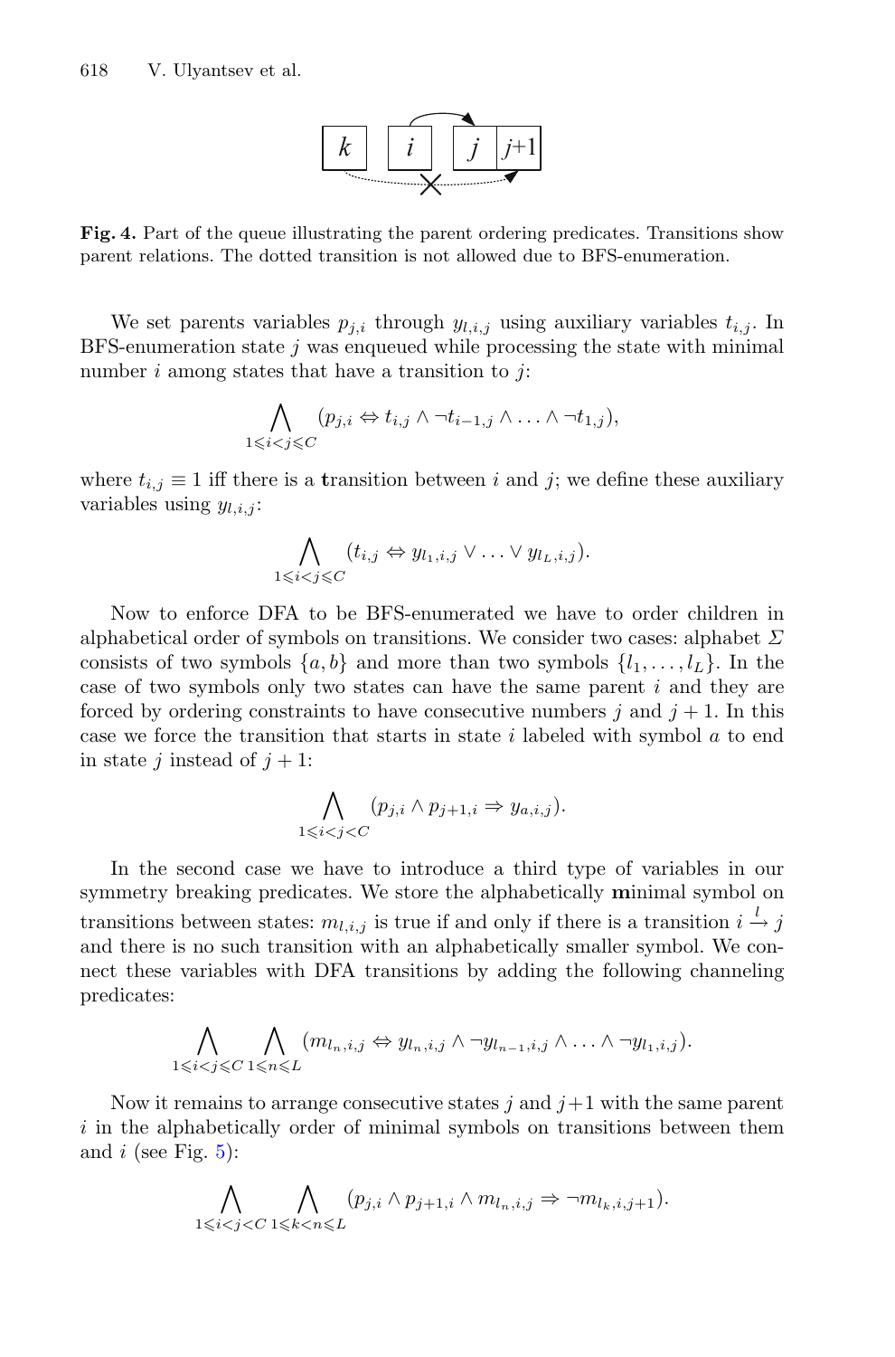**Fig. 4.** Part of the queue illustrating the parent ordering predicates. Transitions show parent relations. The dotted transition is not allowed due to BFS-enumeration.

We set parents variables $p_{j,i}$ through $y_{l,i,j}$ using auxiliary variables $t_{i,j}$. In BFS-enumeration state $j$ was enqueued while processing the state with minimal number $i$ among states that have a transition to $j$:

$$\bigwedge_{1 \leqslant i < j \leqslant C} (p_{j,i} \Leftrightarrow t_{i,j} \wedge \neg t_{i-1,j} \wedge \ldots \wedge \neg t_{1,j}),$$

where $t_{i,j} \equiv 1$ iff there is a **t**ransition between $i$ and $j$; we define these auxiliary variables using $y_{l,i,j}$:

$$\bigwedge_{1 \leqslant i < j \leqslant C} (t_{i,j} \Leftrightarrow y_{l_1,i,j} \vee \ldots \vee y_{l_L,i,j}).$$

Now to enforce DFA to be BFS-enumerated we have to order children in alphabetical order of symbols on transitions. We consider two cases: alphabet $\Sigma$ consists of two symbols $\{a, b\}$ and more than two symbols $\{l_1, \ldots, l_L\}$. In the case of two symbols only two states can have the same parent $i$ and they are forced by ordering constraints to have consecutive numbers $j$ and $j+1$. In this case we force the transition that starts in state $i$ labeled with symbol $a$ to end in state $j$ instead of $j+1$:

$$\bigwedge_{1 \leqslant i < j < C} (p_{j,i} \wedge p_{j+1,i} \Rightarrow y_{a,i,j}).$$

In the second case we have to introduce a third type of variables in our symmetry breaking predicates. We store the alphabetically **m**inimal symbol on transitions between states: $m_{l,i,j}$ is true if and only if there is a transition $i \xrightarrow{l} j$ and there is no such transition with an alphabetically smaller symbol. We connect these variables with DFA transitions by adding the following channeling predicates:

$$\bigwedge_{1 \leqslant i < j \leqslant C} \bigwedge_{1 \leqslant n \leqslant L} (m_{l_n,i,j} \Leftrightarrow y_{l_n,i,j} \wedge \neg y_{l_{n-1},i,j} \wedge \ldots \wedge \neg y_{l_1,i,j}).$$

Now it remains to arrange consecutive states $j$ and $j+1$ with the same parent $i$ in the alphabetically order of minimal symbols on transitions between them and $i$ (see Fig. 5):

$$\bigwedge_{1 \leqslant i < j < C} \bigwedge_{1 \leqslant k < n \leqslant L} (p_{j,i} \wedge p_{j+1,i} \wedge m_{l_n,i,j} \Rightarrow \neg m_{l_k,i,j+1}).$$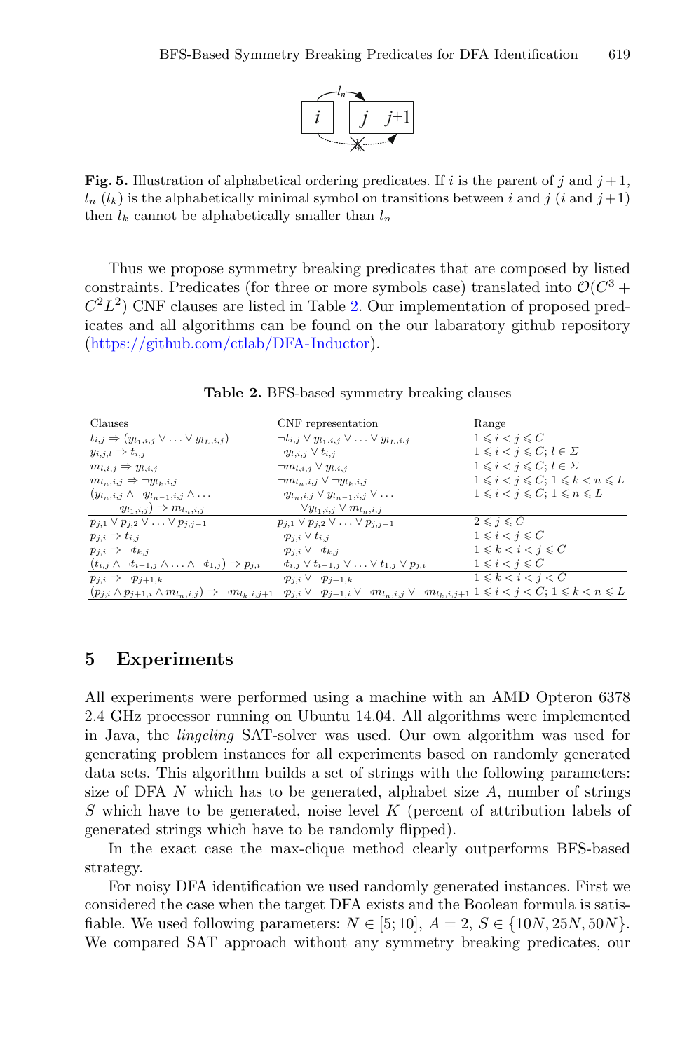**Fig. 5.** Illustration of alphabetical ordering predicates. If $i$ is the parent of $j$ and $j+1$, $l_n$ ($l_k$) is the alphabetically minimal symbol on transitions between $i$ and $j$ ($i$ and $j+1$) then $l_k$ cannot be alphabetically smaller than $l_n$

Thus we propose symmetry breaking predicates that are composed by listed constraints. Predicates (for three or more symbols case) translated into $\mathcal{O}(C^3 + C^2L^2)$ CNF clauses are listed in Table 2. Our implementation of proposed predicates and all algorithms can be found on the our labaratory github repository (https://github.com/ctlab/DFA-Inductor).

**Table 2.** BFS-based symmetry breaking clauses

| Clauses | CNF representation | Range |
|---|---|---|
| $t_{i,j} \Rightarrow (y_{l_1,i,j} \vee \ldots \vee y_{l_L,i,j})$ | $\neg t_{i,j} \vee y_{l_1,i,j} \vee \ldots \vee y_{l_L,i,j}$ | $1 \leqslant i < j \leqslant C$ |
| $y_{i,j,l} \Rightarrow t_{i,j}$ | $\neg y_{l,i,j} \vee t_{i,j}$ | $1 \leqslant i < j \leqslant C;\ l \in \Sigma$ |
| $m_{l,i,j} \Rightarrow y_{l,i,j}$ | $\neg m_{l,i,j} \vee y_{l,i,j}$ | $1 \leqslant i < j \leqslant C;\ l \in \Sigma$ |
| $m_{l_n,i,j} \Rightarrow \neg y_{l_k,i,j}$ | $\neg m_{l_n,i,j} \vee \neg y_{l_k,i,j}$ | $1 \leqslant i < j \leqslant C;\ 1 \leqslant k < n \leqslant L$ |
| $(y_{l_n,i,j} \wedge \neg y_{l_{n-1},i,j} \wedge \ldots \neg y_{l_1,i,j}) \Rightarrow m_{l_n,i,j}$ | $\neg y_{l_n,i,j} \vee y_{l_{n-1},i,j} \vee \ldots \vee y_{l_1,i,j} \vee m_{l_n,i,j}$ | $1 \leqslant i < j \leqslant C;\ 1 \leqslant n \leqslant L$ |
| $p_{j,1} \vee p_{j,2} \vee \ldots \vee p_{j,j-1}$ | $p_{j,1} \vee p_{j,2} \vee \ldots \vee p_{j,j-1}$ | $2 \leqslant j \leqslant C$ |
| $p_{j,i} \Rightarrow t_{i,j}$ | $\neg p_{j,i} \vee t_{i,j}$ | $1 \leqslant i < j \leqslant C$ |
| $p_{j,i} \Rightarrow \neg t_{k,j}$ | $\neg p_{j,i} \vee \neg t_{k,j}$ | $1 \leqslant k < i < j \leqslant C$ |
| $(t_{i,j} \wedge \neg t_{i-1,j} \wedge \ldots \wedge \neg t_{1,j}) \Rightarrow p_{j,i}$ | $\neg t_{i,j} \vee t_{i-1,j} \vee \ldots \vee t_{1,j} \vee p_{j,i}$ | $1 \leqslant i < j \leqslant C$ |
| $p_{j,i} \Rightarrow \neg p_{j+1,k}$ | $\neg p_{j,i} \vee \neg p_{j+1,k}$ | $1 \leqslant k < i < j < C$ |
| $(p_{j,i} \wedge p_{j+1,i} \wedge m_{l_n,i,j}) \Rightarrow \neg m_{l_k,i,j+1}$ | $\neg p_{j,i} \vee \neg p_{j+1,i} \vee \neg m_{l_n,i,j} \vee \neg m_{l_k,i,j+1}$ | $1 \leqslant i < j < C;\ 1 \leqslant k < n \leqslant L$ |

## 5 Experiments

All experiments were performed using a machine with an AMD Opteron 6378 2.4 GHz processor running on Ubuntu 14.04. All algorithms were implemented in Java, the *lingeling* SAT-solver was used. Our own algorithm was used for generating problem instances for all experiments based on randomly generated data sets. This algorithm builds a set of strings with the following parameters: size of DFA $N$ which has to be generated, alphabet size $A$, number of strings $S$ which have to be generated, noise level $K$ (percent of attribution labels of generated strings which have to be randomly flipped).

In the exact case the max-clique method clearly outperforms BFS-based strategy.

For noisy DFA identification we used randomly generated instances. First we considered the case when the target DFA exists and the Boolean formula is satisfiable. We used following parameters: $N \in [5; 10]$, $A = 2$, $S \in \{10N, 25N, 50N\}$. We compared SAT approach without any symmetry breaking predicates, our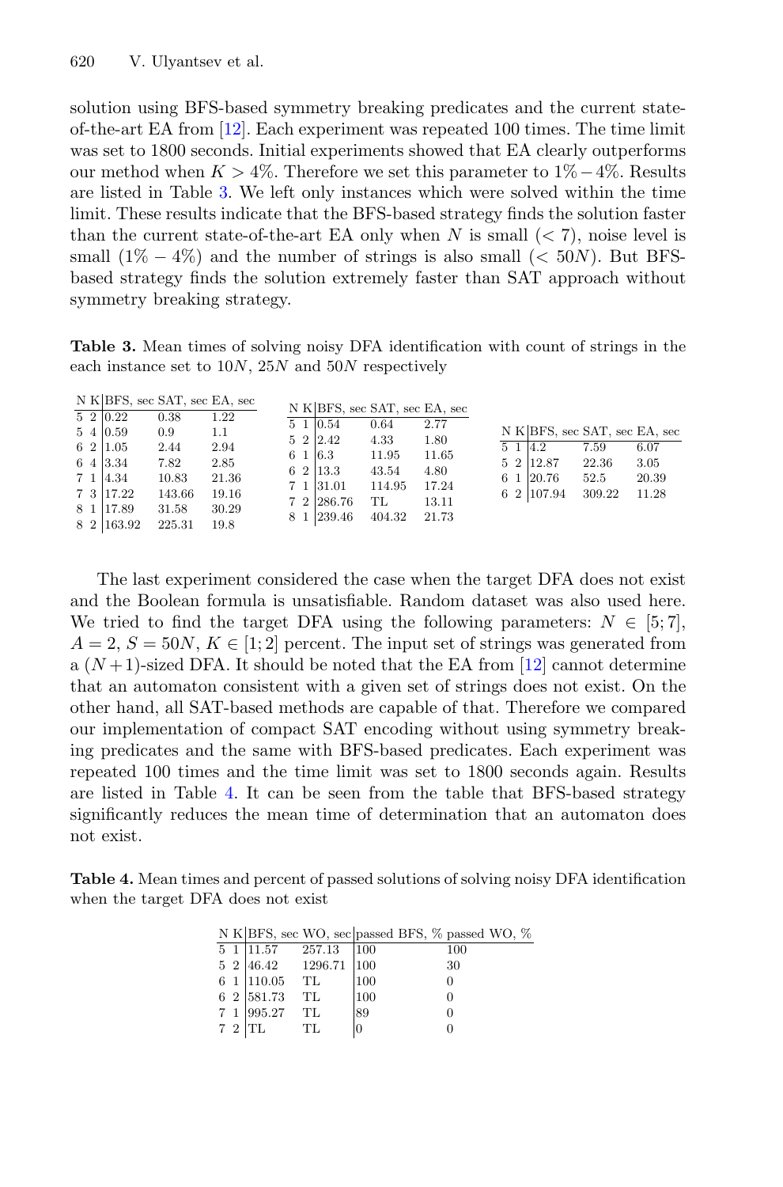solution using BFS-based symmetry breaking predicates and the current state-of-the-art EA from [12]. Each experiment was repeated 100 times. The time limit was set to 1800 seconds. Initial experiments showed that EA clearly outperforms our method when $K > 4\%$. Therefore we set this parameter to $1\% - 4\%$. Results are listed in Table 3. We left only instances which were solved within the time limit. These results indicate that the BFS-based strategy finds the solution faster than the current state-of-the-art EA only when $N$ is small ($< 7$), noise level is small ($1\% - 4\%$) and the number of strings is also small ($< 50N$). But BFS-based strategy finds the solution extremely faster than SAT approach without symmetry breaking strategy.

**Table 3.** Mean times of solving noisy DFA identification with count of strings in the each instance set to $10N$, $25N$ and $50N$ respectively

| N | K | BFS, sec | SAT, sec | EA, sec |
|---|---|---|---|---|
| 5 | 2 | 0.22 | 0.38 | 1.22 |
| 5 | 4 | 0.59 | 0.9 | 1.1 |
| 6 | 2 | 1.05 | 2.44 | 2.94 |
| 6 | 4 | 3.34 | 7.82 | 2.85 |
| 7 | 1 | 4.34 | 10.83 | 21.36 |
| 7 | 3 | 17.22 | 143.66 | 19.16 |
| 8 | 1 | 17.89 | 31.58 | 30.29 |
| 8 | 2 | 163.92 | 225.31 | 19.8 |

| N | K | BFS, sec | SAT, sec | EA, sec |
|---|---|---|---|---|
| 5 | 1 | 0.54 | 0.64 | 2.77 |
| 5 | 2 | 2.42 | 4.33 | 1.80 |
| 6 | 1 | 6.3 | 11.95 | 11.65 |
| 6 | 2 | 13.3 | 43.54 | 4.80 |
| 7 | 1 | 31.01 | 114.95 | 17.24 |
| 7 | 2 | 286.76 | TL | 13.11 |
| 8 | 1 | 239.46 | 404.32 | 21.73 |

| N | K | BFS, sec | SAT, sec | EA, sec |
|---|---|---|---|---|
| 5 | 1 | 4.2 | 7.59 | 6.07 |
| 5 | 2 | 12.87 | 22.36 | 3.05 |
| 6 | 1 | 20.76 | 52.5 | 20.39 |
| 6 | 2 | 107.94 | 309.22 | 11.28 |

The last experiment considered the case when the target DFA does not exist and the Boolean formula is unsatisfiable. Random dataset was also used here. We tried to find the target DFA using the following parameters: $N \in [5; 7]$, $A = 2$, $S = 50N$, $K \in [1; 2]$ percent. The input set of strings was generated from a $(N+1)$-sized DFA. It should be noted that the EA from [12] cannot determine that an automaton consistent with a given set of strings does not exist. On the other hand, all SAT-based methods are capable of that. Therefore we compared our implementation of compact SAT encoding without using symmetry breaking predicates and the same with BFS-based predicates. Each experiment was repeated 100 times and the time limit was set to 1800 seconds again. Results are listed in Table 4. It can be seen from the table that BFS-based strategy significantly reduces the mean time of determination that an automaton does not exist.

**Table 4.** Mean times and percent of passed solutions of solving noisy DFA identification when the target DFA does not exist

| N | K | BFS, sec | WO, sec | passed BFS, % | passed WO, % |
|---|---|---|---|---|---|
| 5 | 1 | 11.57 | 257.13 | 100 | 100 |
| 5 | 2 | 46.42 | 1296.71 | 100 | 30 |
| 6 | 1 | 110.05 | TL | 100 | 0 |
| 6 | 2 | 581.73 | TL | 100 | 0 |
| 7 | 1 | 995.27 | TL | 89 | 0 |
| 7 | 2 | TL | TL | 0 | 0 |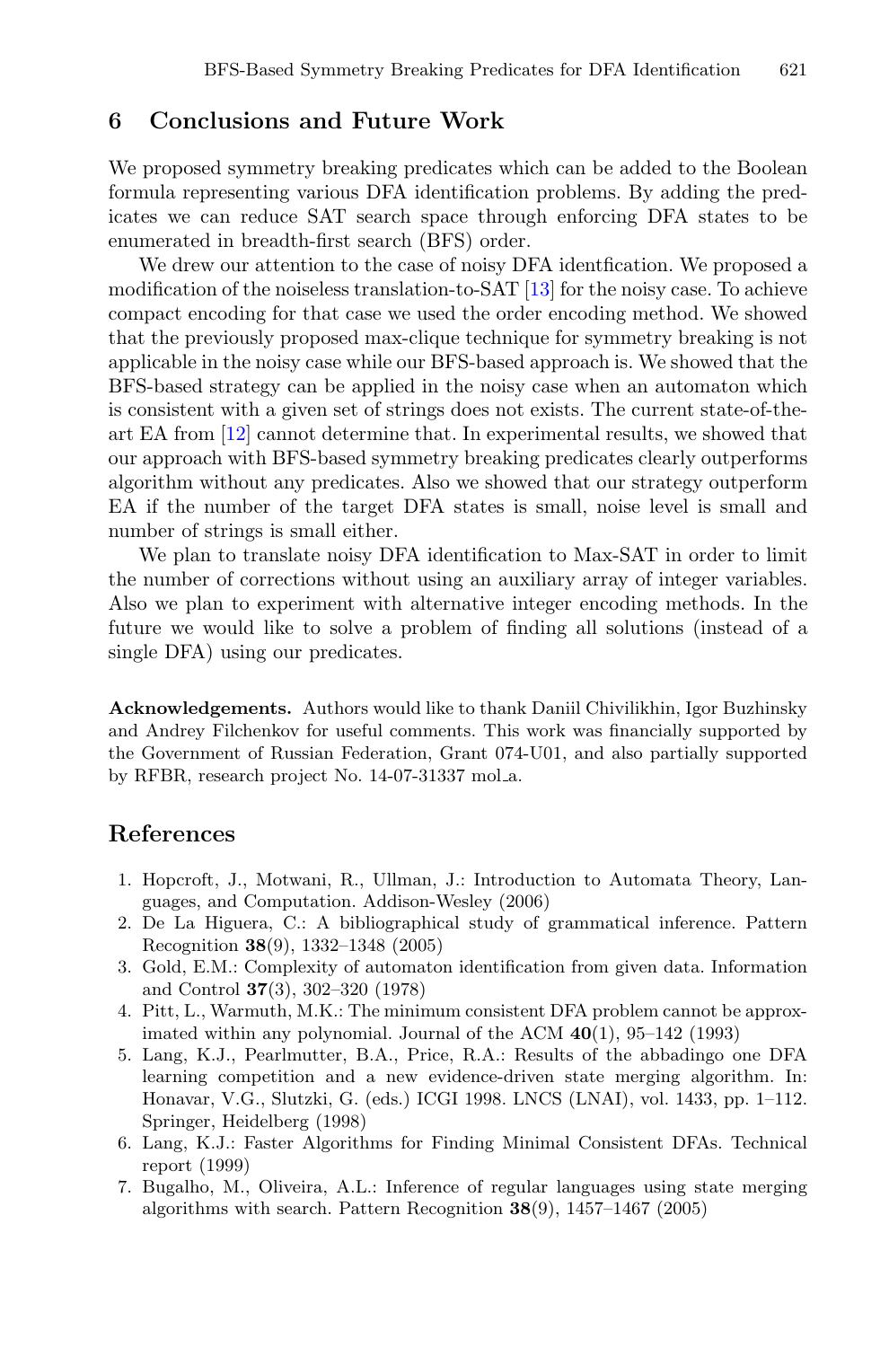## 6 Conclusions and Future Work

We proposed symmetry breaking predicates which can be added to the Boolean formula representing various DFA identification problems. By adding the predicates we can reduce SAT search space through enforcing DFA states to be enumerated in breadth-first search (BFS) order.

We drew our attention to the case of noisy DFA identfication. We proposed a modification of the noiseless translation-to-SAT [13] for the noisy case. To achieve compact encoding for that case we used the order encoding method. We showed that the previously proposed max-clique technique for symmetry breaking is not applicable in the noisy case while our BFS-based approach is. We showed that the BFS-based strategy can be applied in the noisy case when an automaton which is consistent with a given set of strings does not exists. The current state-of-the-art EA from [12] cannot determine that. In experimental results, we showed that our approach with BFS-based symmetry breaking predicates clearly outperforms algorithm without any predicates. Also we showed that our strategy outperform EA if the number of the target DFA states is small, noise level is small and number of strings is small either.

We plan to translate noisy DFA identification to Max-SAT in order to limit the number of corrections without using an auxiliary array of integer variables. Also we plan to experiment with alternative integer encoding methods. In the future we would like to solve a problem of finding all solutions (instead of a single DFA) using our predicates.

**Acknowledgements.** Authors would like to thank Daniil Chivilikhin, Igor Buzhinsky and Andrey Filchenkov for useful comments. This work was financially supported by the Government of Russian Federation, Grant 074-U01, and also partially supported by RFBR, research project No. 14-07-31337 mol_a.

## References

1. Hopcroft, J., Motwani, R., Ullman, J.: Introduction to Automata Theory, Languages, and Computation. Addison-Wesley (2006)
2. De La Higuera, C.: A bibliographical study of grammatical inference. Pattern Recognition **38**(9), 1332–1348 (2005)
3. Gold, E.M.: Complexity of automaton identification from given data. Information and Control **37**(3), 302–320 (1978)
4. Pitt, L., Warmuth, M.K.: The minimum consistent DFA problem cannot be approximated within any polynomial. Journal of the ACM **40**(1), 95–142 (1993)
5. Lang, K.J., Pearlmutter, B.A., Price, R.A.: Results of the abbadingo one DFA learning competition and a new evidence-driven state merging algorithm. In: Honavar, V.G., Slutzki, G. (eds.) ICGI 1998. LNCS (LNAI), vol. 1433, pp. 1–112. Springer, Heidelberg (1998)
6. Lang, K.J.: Faster Algorithms for Finding Minimal Consistent DFAs. Technical report (1999)
7. Bugalho, M., Oliveira, A.L.: Inference of regular languages using state merging algorithms with search. Pattern Recognition **38**(9), 1457–1467 (2005)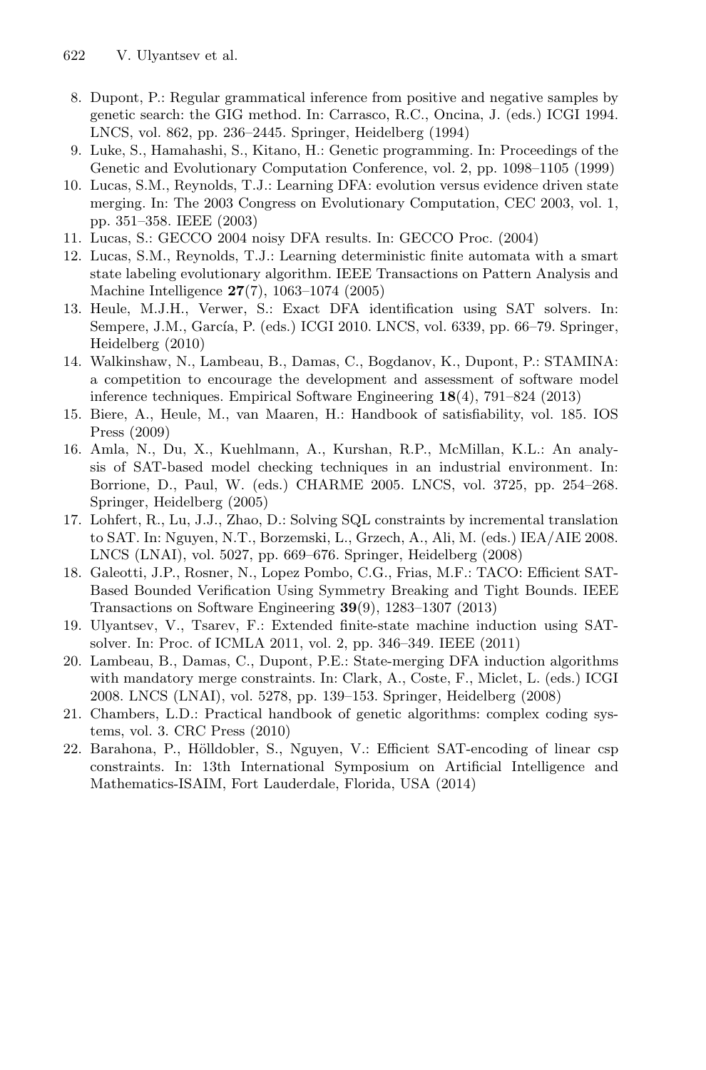8. Dupont, P.: Regular grammatical inference from positive and negative samples by genetic search: the GIG method. In: Carrasco, R.C., Oncina, J. (eds.) ICGI 1994. LNCS, vol. 862, pp. 236–2445. Springer, Heidelberg (1994)
9. Luke, S., Hamahashi, S., Kitano, H.: Genetic programming. In: Proceedings of the Genetic and Evolutionary Computation Conference, vol. 2, pp. 1098–1105 (1999)
10. Lucas, S.M., Reynolds, T.J.: Learning DFA: evolution versus evidence driven state merging. In: The 2003 Congress on Evolutionary Computation, CEC 2003, vol. 1, pp. 351–358. IEEE (2003)
11. Lucas, S.: GECCO 2004 noisy DFA results. In: GECCO Proc. (2004)
12. Lucas, S.M., Reynolds, T.J.: Learning deterministic finite automata with a smart state labeling evolutionary algorithm. IEEE Transactions on Pattern Analysis and Machine Intelligence **27**(7), 1063–1074 (2005)
13. Heule, M.J.H., Verwer, S.: Exact DFA identification using SAT solvers. In: Sempere, J.M., García, P. (eds.) ICGI 2010. LNCS, vol. 6339, pp. 66–79. Springer, Heidelberg (2010)
14. Walkinshaw, N., Lambeau, B., Damas, C., Bogdanov, K., Dupont, P.: STAMINA: a competition to encourage the development and assessment of software model inference techniques. Empirical Software Engineering **18**(4), 791–824 (2013)
15. Biere, A., Heule, M., van Maaren, H.: Handbook of satisfiability, vol. 185. IOS Press (2009)
16. Amla, N., Du, X., Kuehlmann, A., Kurshan, R.P., McMillan, K.L.: An analysis of SAT-based model checking techniques in an industrial environment. In: Borrione, D., Paul, W. (eds.) CHARME 2005. LNCS, vol. 3725, pp. 254–268. Springer, Heidelberg (2005)
17. Lohfert, R., Lu, J.J., Zhao, D.: Solving SQL constraints by incremental translation to SAT. In: Nguyen, N.T., Borzemski, L., Grzech, A., Ali, M. (eds.) IEA/AIE 2008. LNCS (LNAI), vol. 5027, pp. 669–676. Springer, Heidelberg (2008)
18. Galeotti, J.P., Rosner, N., Lopez Pombo, C.G., Frias, M.F.: TACO: Efficient SAT-Based Bounded Verification Using Symmetry Breaking and Tight Bounds. IEEE Transactions on Software Engineering **39**(9), 1283–1307 (2013)
19. Ulyantsev, V., Tsarev, F.: Extended finite-state machine induction using SAT-solver. In: Proc. of ICMLA 2011, vol. 2, pp. 346–349. IEEE (2011)
20. Lambeau, B., Damas, C., Dupont, P.E.: State-merging DFA induction algorithms with mandatory merge constraints. In: Clark, A., Coste, F., Miclet, L. (eds.) ICGI 2008. LNCS (LNAI), vol. 5278, pp. 139–153. Springer, Heidelberg (2008)
21. Chambers, L.D.: Practical handbook of genetic algorithms: complex coding systems, vol. 3. CRC Press (2010)
22. Barahona, P., Hölldobler, S., Nguyen, V.: Efficient SAT-encoding of linear csp constraints. In: 13th International Symposium on Artificial Intelligence and Mathematics-ISAIM, Fort Lauderdale, Florida, USA (2014)